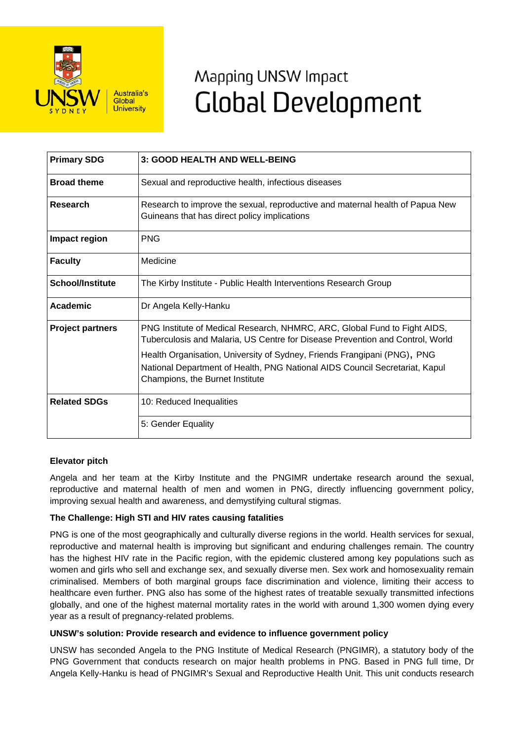# Mapping UNSW Impact
# Global Development

| Primary SDG | 3: GOOD HEALTH AND WELL-BEING |
|---|---|
| **Broad theme** | Sexual and reproductive health, infectious diseases |
| **Research** | Research to improve the sexual, reproductive and maternal health of Papua New Guineans that has direct policy implications |
| **Impact region** | PNG |
| **Faculty** | Medicine |
| **School/Institute** | The Kirby Institute - Public Health Interventions Research Group |
| **Academic** | Dr Angela Kelly-Hanku |
| **Project partners** | PNG Institute of Medical Research, NHMRC, ARC, Global Fund to Fight AIDS, Tuberculosis and Malaria, US Centre for Disease Prevention and Control, World Health Organisation, University of Sydney, Friends Frangipani (PNG), PNG National Department of Health, PNG National AIDS Council Secretariat, Kapul Champions, the Burnet Institute |
| **Related SDGs** | 10: Reduced Inequalities |
| | 5: Gender Equality |

**Elevator pitch**

Angela and her team at the Kirby Institute and the PNGIMR undertake research around the sexual, reproductive and maternal health of men and women in PNG, directly influencing government policy, improving sexual health and awareness, and demystifying cultural stigmas.

**The Challenge: High STI and HIV rates causing fatalities**

PNG is one of the most geographically and culturally diverse regions in the world. Health services for sexual, reproductive and maternal health is improving but significant and enduring challenges remain. The country has the highest HIV rate in the Pacific region, with the epidemic clustered among key populations such as women and girls who sell and exchange sex, and sexually diverse men. Sex work and homosexuality remain criminalised. Members of both marginal groups face discrimination and violence, limiting their access to healthcare even further. PNG also has some of the highest rates of treatable sexually transmitted infections globally, and one of the highest maternal mortality rates in the world with around 1,300 women dying every year as a result of pregnancy-related problems.

**UNSW's solution: Provide research and evidence to influence government policy**

UNSW has seconded Angela to the PNG Institute of Medical Research (PNGIMR), a statutory body of the PNG Government that conducts research on major health problems in PNG. Based in PNG full time, Dr Angela Kelly-Hanku is head of PNGIMR's Sexual and Reproductive Health Unit. This unit conducts research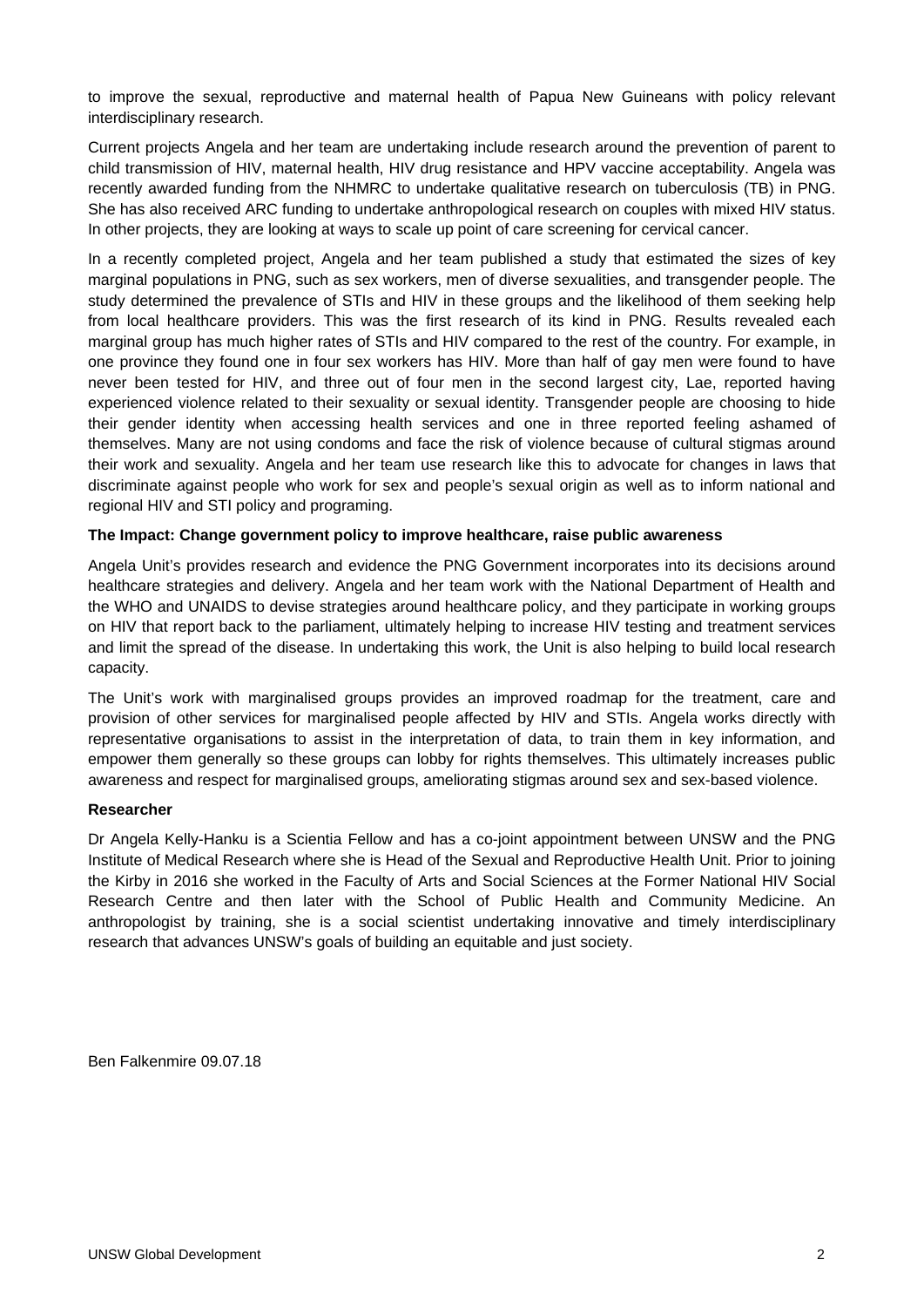to improve the sexual, reproductive and maternal health of Papua New Guineans with policy relevant interdisciplinary research.

Current projects Angela and her team are undertaking include research around the prevention of parent to child transmission of HIV, maternal health, HIV drug resistance and HPV vaccine acceptability. Angela was recently awarded funding from the NHMRC to undertake qualitative research on tuberculosis (TB) in PNG. She has also received ARC funding to undertake anthropological research on couples with mixed HIV status. In other projects, they are looking at ways to scale up point of care screening for cervical cancer.

In a recently completed project, Angela and her team published a study that estimated the sizes of key marginal populations in PNG, such as sex workers, men of diverse sexualities, and transgender people. The study determined the prevalence of STIs and HIV in these groups and the likelihood of them seeking help from local healthcare providers. This was the first research of its kind in PNG. Results revealed each marginal group has much higher rates of STIs and HIV compared to the rest of the country. For example, in one province they found one in four sex workers has HIV. More than half of gay men were found to have never been tested for HIV, and three out of four men in the second largest city, Lae, reported having experienced violence related to their sexuality or sexual identity. Transgender people are choosing to hide their gender identity when accessing health services and one in three reported feeling ashamed of themselves. Many are not using condoms and face the risk of violence because of cultural stigmas around their work and sexuality. Angela and her team use research like this to advocate for changes in laws that discriminate against people who work for sex and people's sexual origin as well as to inform national and regional HIV and STI policy and programing.

**The Impact: Change government policy to improve healthcare, raise public awareness**

Angela Unit's provides research and evidence the PNG Government incorporates into its decisions around healthcare strategies and delivery. Angela and her team work with the National Department of Health and the WHO and UNAIDS to devise strategies around healthcare policy, and they participate in working groups on HIV that report back to the parliament, ultimately helping to increase HIV testing and treatment services and limit the spread of the disease. In undertaking this work, the Unit is also helping to build local research capacity.

The Unit's work with marginalised groups provides an improved roadmap for the treatment, care and provision of other services for marginalised people affected by HIV and STIs. Angela works directly with representative organisations to assist in the interpretation of data, to train them in key information, and empower them generally so these groups can lobby for rights themselves. This ultimately increases public awareness and respect for marginalised groups, ameliorating stigmas around sex and sex-based violence.

**Researcher**

Dr Angela Kelly-Hanku is a Scientia Fellow and has a co-joint appointment between UNSW and the PNG Institute of Medical Research where she is Head of the Sexual and Reproductive Health Unit. Prior to joining the Kirby in 2016 she worked in the Faculty of Arts and Social Sciences at the Former National HIV Social Research Centre and then later with the School of Public Health and Community Medicine. An anthropologist by training, she is a social scientist undertaking innovative and timely interdisciplinary research that advances UNSW's goals of building an equitable and just society.

Ben Falkenmire 09.07.18